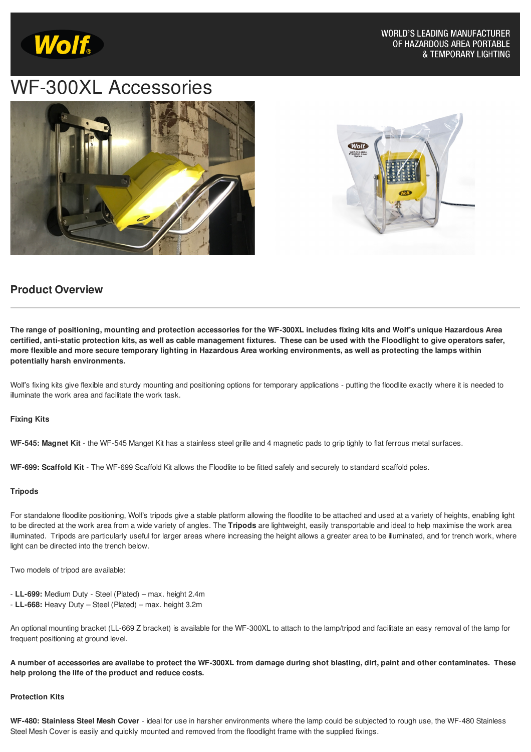WORLD'S LEADING MANUFACTURER OF HAZARDOUS AREA PORTABLE & TEMPORARY LIGHTING

# WF-300XL Accessories

## Product Overview

**The range of positioning, mounting and protection accessories for the WF-300XL includes fixing kits and Wolf's unique Hazardous Area certified, anti-static protection kits, as well as cable management fixtures. These can be used with the Floodlight to give operators safer, more flexible and more secure temporary lighting in Hazardous Area working environments, as well as protecting the lamps within potentially harsh environments.**

Wolf's fixing kits give flexible and sturdy mounting and positioning options for temporary applications - putting the floodlite exactly where it is needed to illuminate the work area and facilitate the work task.

**Fixing Kits**

**WF-545: Magnet Kit** - the WF-545 Manget Kit has a stainless steel grille and 4 magnetic pads to grip tightly to flat ferrous metal surfaces.

**WF-699: Scaffold Kit** - The WF-699 Scaffold Kit allows the Floodlite to be fitted safely and securely to standard scaffold poles.

**Tripods**

For standalone floodlite positioning, Wolf's tripods give a stable platform allowing the floodlite to be attached and used at a variety of heights, enabling light to be directed at the work area from a wide variety of angles. The **Tripods** are lightweight, easily transportable and ideal to help maximise the work area illuminated. Tripods are particularly useful for larger areas where increasing the height allows a greater area to be illuminated, and for trench work, where light can be directed into the trench below.

Two models of tripod are available:

- **LL-699:** Medium Duty - Steel (Plated) – max. height 2.4m
- **LL-668:** Heavy Duty – Steel (Plated) – max. height 3.2m

An optional mounting bracket (LL-669 Z bracket) is available for the WF-300XL to attach to the lamp/tripod and facilitate an easy removal of the lamp for frequent positioning at ground level.

**A number of accessories are availabe to protect the WF-300XL from damage during shot blasting, dirt, paint and other contaminates. These help prolong the life of the product and reduce costs.**

**Protection Kits**

**WF-480: Stainless Steel Mesh Cover** - ideal for use in harsher environments where the lamp could be subjected to rough use, the WF-480 Stainless Steel Mesh Cover is easily and quickly mounted and removed from the floodlight frame with the supplied fixings.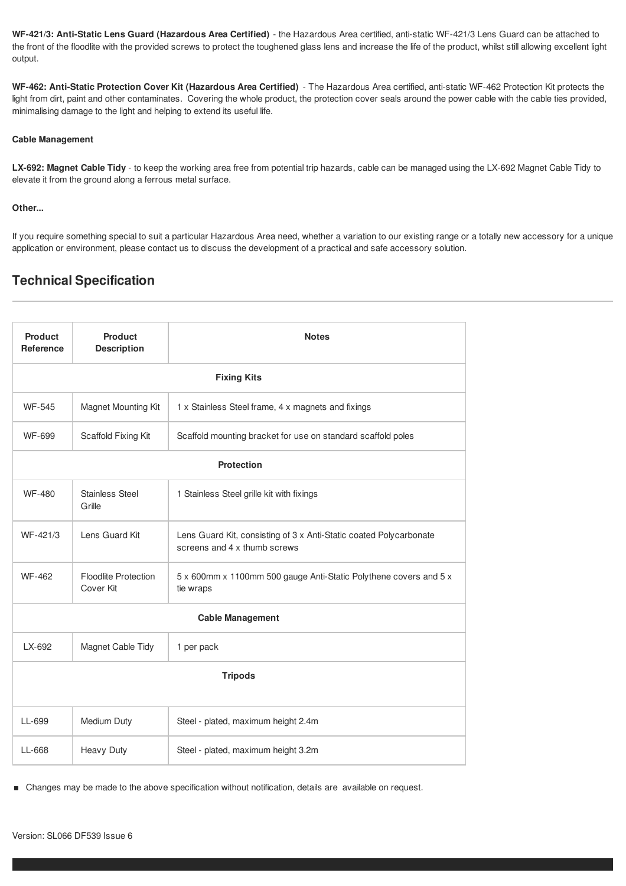**WF-421/3: Anti-Static Lens Guard (Hazardous Area Certified)** - the Hazardous Area certified, anti-static WF-421/3 Lens Guard can be attached to the front of the floodlite with the provided screws to protect the toughened glass lens and increase the life of the product, whilst still allowing excellent light output.

**WF-462: Anti-Static Protection Cover Kit (Hazardous Area Certified)** - The Hazardous Area certified, anti-static WF-462 Protection Kit protects the light from dirt, paint and other contaminates. Covering the whole product, the protection cover seals around the power cable with the cable ties provided, minimalising damage to the light and helping to extend its useful life.

**Cable Management**

**LX-692: Magnet Cable Tidy** - to keep the working area free from potential trip hazards, cable can be managed using the LX-692 Magnet Cable Tidy to elevate it from the ground along a ferrous metal surface.

**Other...**

If you require something special to suit a particular Hazardous Area need, whether a variation to our existing range or a totally new accessory for a unique application or environment, please contact us to discuss the development of a practical and safe accessory solution.

## Technical Specification

| Product Reference | Product Description | Notes |
|---|---|---|
| **Fixing Kits** | | |
| WF-545 | Magnet Mounting Kit | 1 x Stainless Steel frame, 4 x magnets and fixings |
| WF-699 | Scaffold Fixing Kit | Scaffold mounting bracket for use on standard scaffold poles |
| **Protection** | | |
| WF-480 | Stainless Steel Grille | 1 Stainless Steel grille kit with fixings |
| WF-421/3 | Lens Guard Kit | Lens Guard Kit, consisting of 3 x Anti-Static coated Polycarbonate screens and 4 x thumb screws |
| WF-462 | Floodlite Protection Cover Kit | 5 x 600mm x 1100mm 500 gauge Anti-Static Polythene covers and 5 x tie wraps |
| **Cable Management** | | |
| LX-692 | Magnet Cable Tidy | 1 per pack |
| **Tripods** | | |
| LL-699 | Medium Duty | Steel - plated, maximum height 2.4m |
| LL-668 | Heavy Duty | Steel - plated, maximum height 3.2m |

- Changes may be made to the above specification without notification, details are available on request.

Version: SL066 DF539 Issue 6